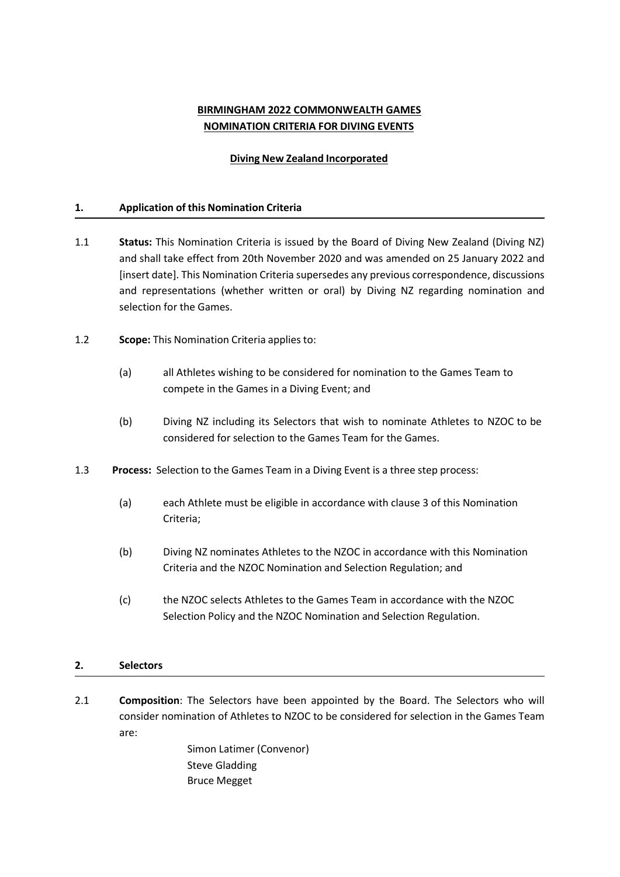# BIRMINGHAM 2022 COMMONWEALTH GAMES
# NOMINATION CRITERIA FOR DIVING EVENTS

## Diving New Zealand Incorporated

## 1. Application of this Nomination Criteria

1.1 **Status:** This Nomination Criteria is issued by the Board of Diving New Zealand (Diving NZ) and shall take effect from 20th November 2020 and was amended on 25 January 2022 and [insert date]. This Nomination Criteria supersedes any previous correspondence, discussions and representations (whether written or oral) by Diving NZ regarding nomination and selection for the Games.

1.2 **Scope:** This Nomination Criteria applies to:

(a) all Athletes wishing to be considered for nomination to the Games Team to compete in the Games in a Diving Event; and

(b) Diving NZ including its Selectors that wish to nominate Athletes to NZOC to be considered for selection to the Games Team for the Games.

1.3 **Process:** Selection to the Games Team in a Diving Event is a three step process:

(a) each Athlete must be eligible in accordance with clause 3 of this Nomination Criteria;

(b) Diving NZ nominates Athletes to the NZOC in accordance with this Nomination Criteria and the NZOC Nomination and Selection Regulation; and

(c) the NZOC selects Athletes to the Games Team in accordance with the NZOC Selection Policy and the NZOC Nomination and Selection Regulation.

## 2. Selectors

2.1 **Composition**: The Selectors have been appointed by the Board. The Selectors who will consider nomination of Athletes to NZOC to be considered for selection in the Games Team are:

Simon Latimer (Convenor)
Steve Gladding
Bruce Megget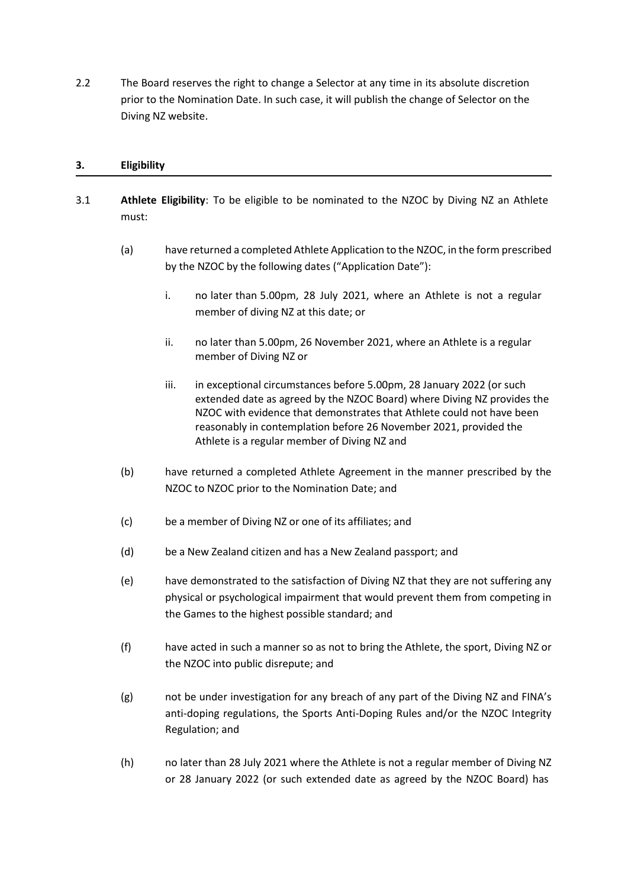2.2 The Board reserves the right to change a Selector at any time in its absolute discretion prior to the Nomination Date. In such case, it will publish the change of Selector on the Diving NZ website.

## 3. Eligibility

3.1 **Athlete Eligibility**: To be eligible to be nominated to the NZOC by Diving NZ an Athlete must:

(a) have returned a completed Athlete Application to the NZOC, in the form prescribed by the NZOC by the following dates ("Application Date"):

i. no later than 5.00pm, 28 July 2021, where an Athlete is not a regular member of diving NZ at this date; or

ii. no later than 5.00pm, 26 November 2021, where an Athlete is a regular member of Diving NZ or

iii. in exceptional circumstances before 5.00pm, 28 January 2022 (or such extended date as agreed by the NZOC Board) where Diving NZ provides the NZOC with evidence that demonstrates that Athlete could not have been reasonably in contemplation before 26 November 2021, provided the Athlete is a regular member of Diving NZ and

(b) have returned a completed Athlete Agreement in the manner prescribed by the NZOC to NZOC prior to the Nomination Date; and

(c) be a member of Diving NZ or one of its affiliates; and

(d) be a New Zealand citizen and has a New Zealand passport; and

(e) have demonstrated to the satisfaction of Diving NZ that they are not suffering any physical or psychological impairment that would prevent them from competing in the Games to the highest possible standard; and

(f) have acted in such a manner so as not to bring the Athlete, the sport, Diving NZ or the NZOC into public disrepute; and

(g) not be under investigation for any breach of any part of the Diving NZ and FINA's anti-doping regulations, the Sports Anti-Doping Rules and/or the NZOC Integrity Regulation; and

(h) no later than 28 July 2021 where the Athlete is not a regular member of Diving NZ or 28 January 2022 (or such extended date as agreed by the NZOC Board) has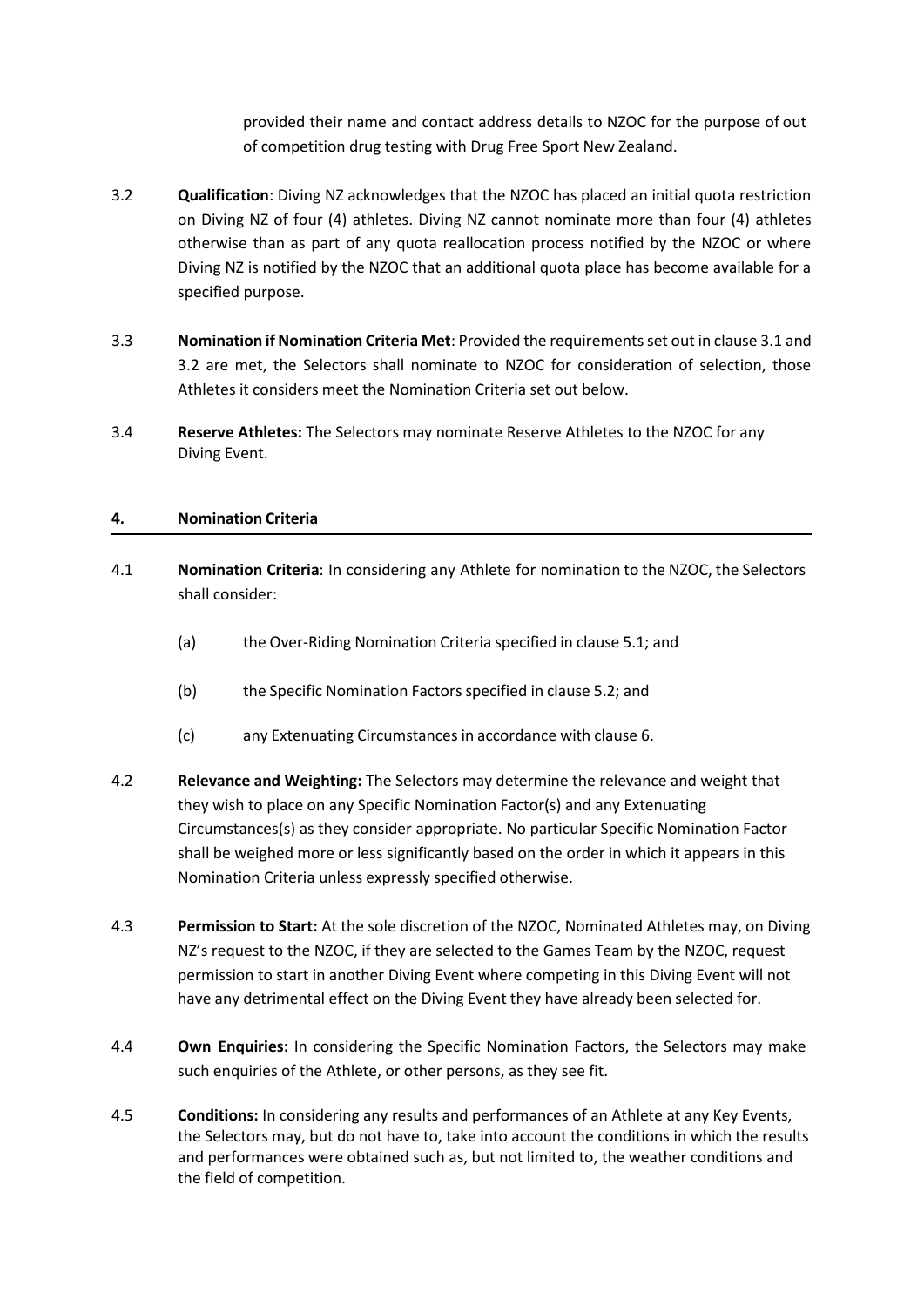provided their name and contact address details to NZOC for the purpose of out of competition drug testing with Drug Free Sport New Zealand.

3.2 **Qualification**: Diving NZ acknowledges that the NZOC has placed an initial quota restriction on Diving NZ of four (4) athletes. Diving NZ cannot nominate more than four (4) athletes otherwise than as part of any quota reallocation process notified by the NZOC or where Diving NZ is notified by the NZOC that an additional quota place has become available for a specified purpose.

3.3 **Nomination if Nomination Criteria Met**: Provided the requirements set out in clause 3.1 and 3.2 are met, the Selectors shall nominate to NZOC for consideration of selection, those Athletes it considers meet the Nomination Criteria set out below.

3.4 **Reserve Athletes:** The Selectors may nominate Reserve Athletes to the NZOC for any Diving Event.

## 4. Nomination Criteria

4.1 **Nomination Criteria**: In considering any Athlete for nomination to the NZOC, the Selectors shall consider:

(a) the Over-Riding Nomination Criteria specified in clause 5.1; and

(b) the Specific Nomination Factors specified in clause 5.2; and

(c) any Extenuating Circumstances in accordance with clause 6.

4.2 **Relevance and Weighting:** The Selectors may determine the relevance and weight that they wish to place on any Specific Nomination Factor(s) and any Extenuating Circumstances(s) as they consider appropriate. No particular Specific Nomination Factor shall be weighed more or less significantly based on the order in which it appears in this Nomination Criteria unless expressly specified otherwise.

4.3 **Permission to Start:** At the sole discretion of the NZOC, Nominated Athletes may, on Diving NZ's request to the NZOC, if they are selected to the Games Team by the NZOC, request permission to start in another Diving Event where competing in this Diving Event will not have any detrimental effect on the Diving Event they have already been selected for.

4.4 **Own Enquiries:** In considering the Specific Nomination Factors, the Selectors may make such enquiries of the Athlete, or other persons, as they see fit.

4.5 **Conditions:** In considering any results and performances of an Athlete at any Key Events, the Selectors may, but do not have to, take into account the conditions in which the results and performances were obtained such as, but not limited to, the weather conditions and the field of competition.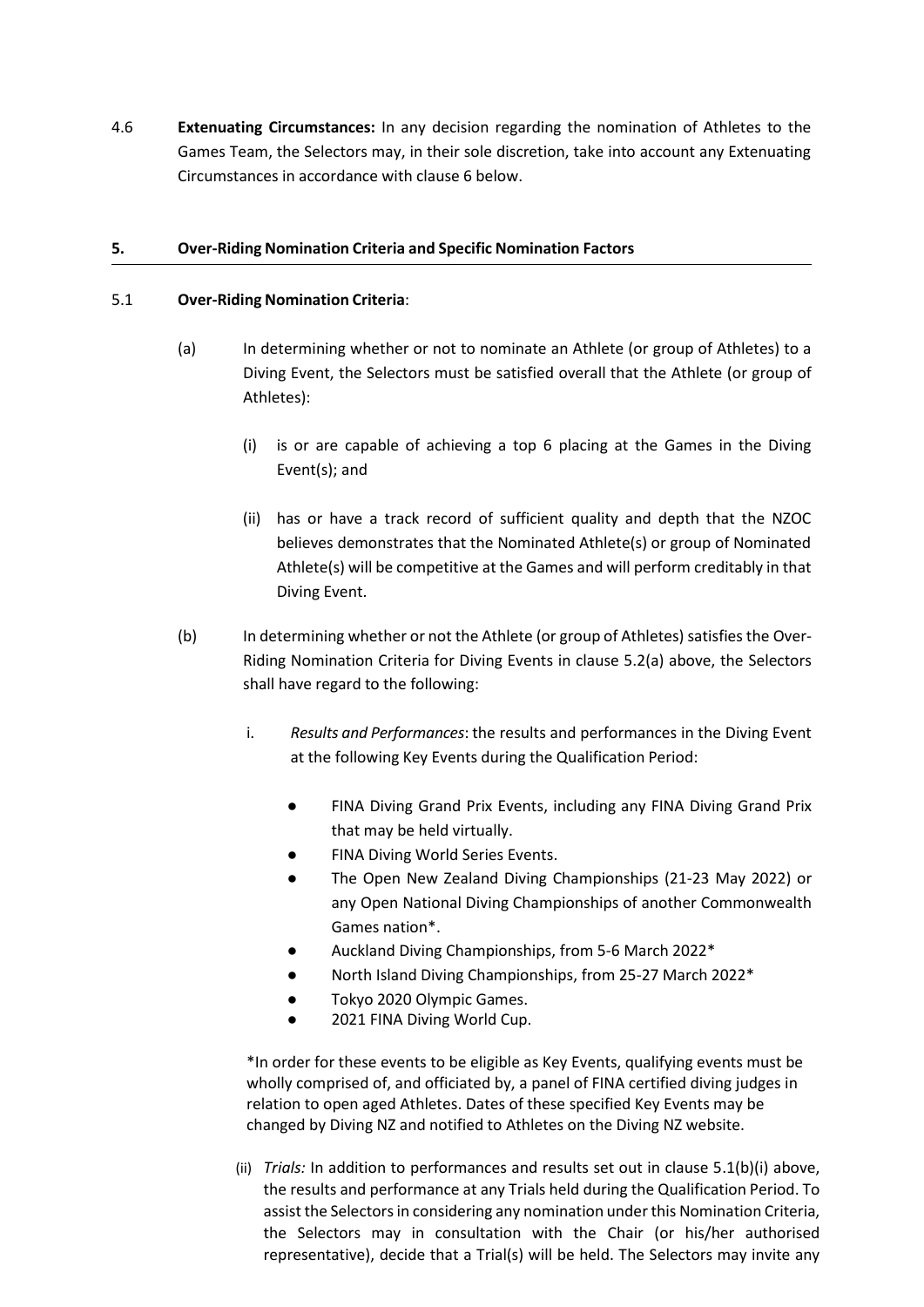4.6 **Extenuating Circumstances:** In any decision regarding the nomination of Athletes to the Games Team, the Selectors may, in their sole discretion, take into account any Extenuating Circumstances in accordance with clause 6 below.

## 5. Over-Riding Nomination Criteria and Specific Nomination Factors

5.1 **Over-Riding Nomination Criteria**:

(a) In determining whether or not to nominate an Athlete (or group of Athletes) to a Diving Event, the Selectors must be satisfied overall that the Athlete (or group of Athletes):

(i) is or are capable of achieving a top 6 placing at the Games in the Diving Event(s); and

(ii) has or have a track record of sufficient quality and depth that the NZOC believes demonstrates that the Nominated Athlete(s) or group of Nominated Athlete(s) will be competitive at the Games and will perform creditably in that Diving Event.

(b) In determining whether or not the Athlete (or group of Athletes) satisfies the Over-Riding Nomination Criteria for Diving Events in clause 5.2(a) above, the Selectors shall have regard to the following:

i. *Results and Performances*: the results and performances in the Diving Event at the following Key Events during the Qualification Period:

- FINA Diving Grand Prix Events, including any FINA Diving Grand Prix that may be held virtually.
- FINA Diving World Series Events.
- The Open New Zealand Diving Championships (21-23 May 2022) or any Open National Diving Championships of another Commonwealth Games nation*.
- Auckland Diving Championships, from 5-6 March 2022*
- North Island Diving Championships, from 25-27 March 2022*
- Tokyo 2020 Olympic Games.
- 2021 FINA Diving World Cup.

*In order for these events to be eligible as Key Events, qualifying events must be wholly comprised of, and officiated by, a panel of FINA certified diving judges in relation to open aged Athletes. Dates of these specified Key Events may be changed by Diving NZ and notified to Athletes on the Diving NZ website.

(ii) *Trials:* In addition to performances and results set out in clause 5.1(b)(i) above, the results and performance at any Trials held during the Qualification Period. To assist the Selectors in considering any nomination under this Nomination Criteria, the Selectors may in consultation with the Chair (or his/her authorised representative), decide that a Trial(s) will be held. The Selectors may invite any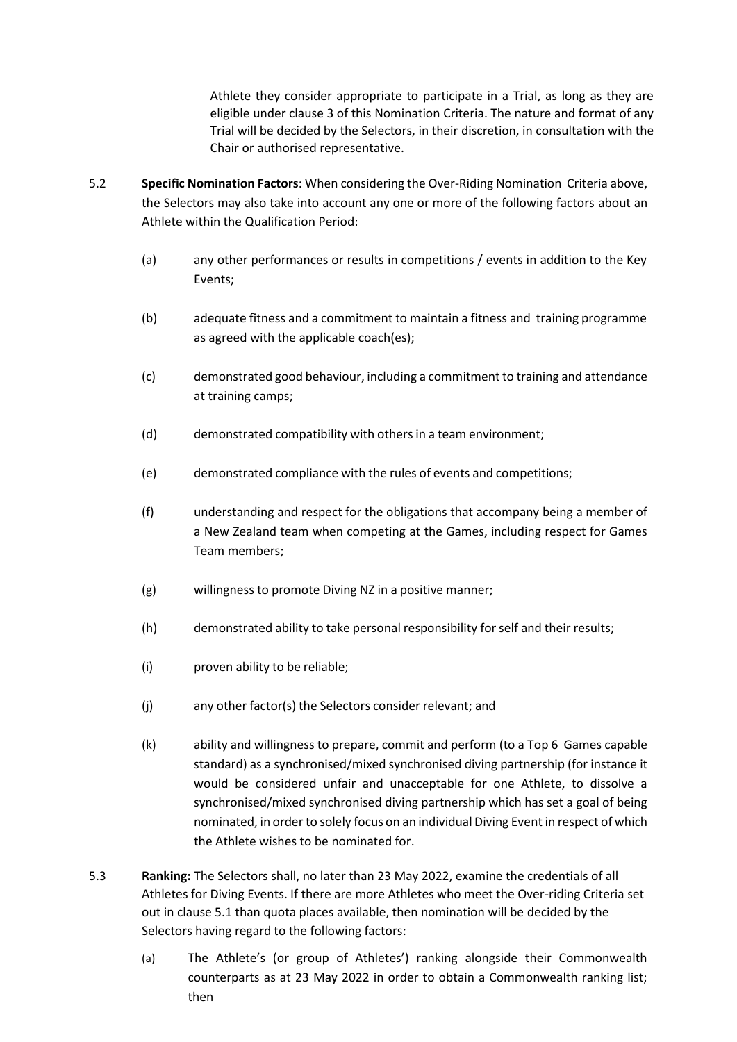Athlete they consider appropriate to participate in a Trial, as long as they are eligible under clause 3 of this Nomination Criteria. The nature and format of any Trial will be decided by the Selectors, in their discretion, in consultation with the Chair or authorised representative.

5.2 **Specific Nomination Factors**: When considering the Over-Riding Nomination Criteria above, the Selectors may also take into account any one or more of the following factors about an Athlete within the Qualification Period:

(a) any other performances or results in competitions / events in addition to the Key Events;

(b) adequate fitness and a commitment to maintain a fitness and training programme as agreed with the applicable coach(es);

(c) demonstrated good behaviour, including a commitment to training and attendance at training camps;

(d) demonstrated compatibility with others in a team environment;

(e) demonstrated compliance with the rules of events and competitions;

(f) understanding and respect for the obligations that accompany being a member of a New Zealand team when competing at the Games, including respect for Games Team members;

(g) willingness to promote Diving NZ in a positive manner;

(h) demonstrated ability to take personal responsibility for self and their results;

(i) proven ability to be reliable;

(j) any other factor(s) the Selectors consider relevant; and

(k) ability and willingness to prepare, commit and perform (to a Top 6 Games capable standard) as a synchronised/mixed synchronised diving partnership (for instance it would be considered unfair and unacceptable for one Athlete, to dissolve a synchronised/mixed synchronised diving partnership which has set a goal of being nominated, in order to solely focus on an individual Diving Event in respect of which the Athlete wishes to be nominated for.

5.3 **Ranking:** The Selectors shall, no later than 23 May 2022, examine the credentials of all Athletes for Diving Events. If there are more Athletes who meet the Over-riding Criteria set out in clause 5.1 than quota places available, then nomination will be decided by the Selectors having regard to the following factors:

(a) The Athlete's (or group of Athletes') ranking alongside their Commonwealth counterparts as at 23 May 2022 in order to obtain a Commonwealth ranking list; then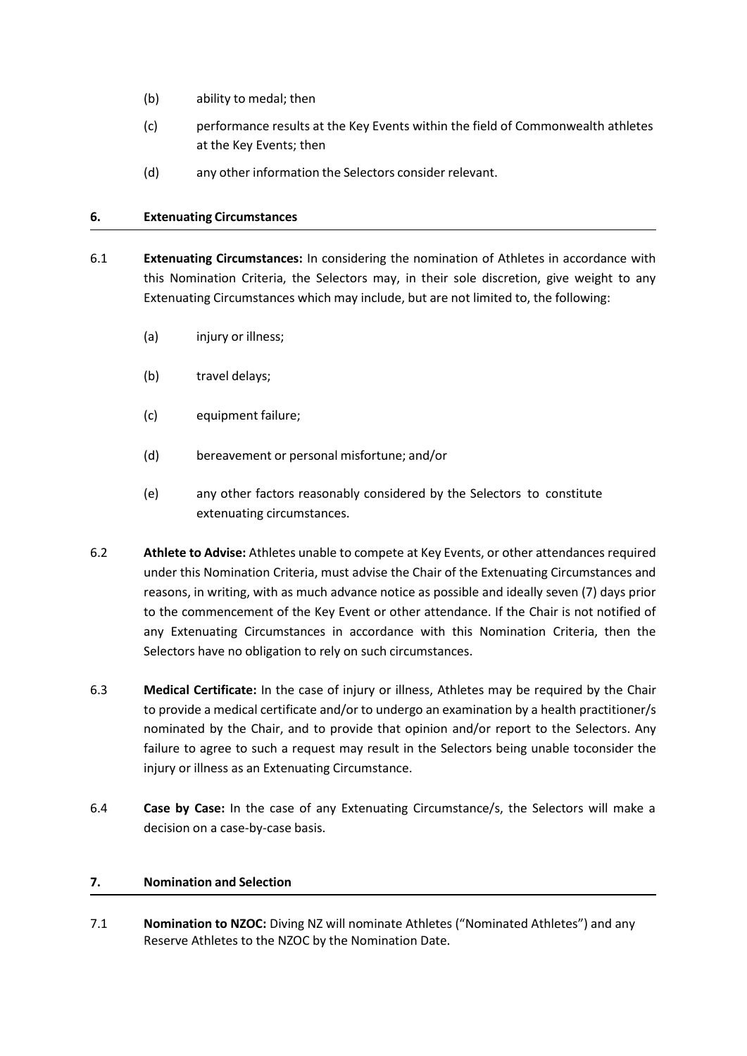(b) ability to medal; then

(c) performance results at the Key Events within the field of Commonwealth athletes at the Key Events; then

(d) any other information the Selectors consider relevant.

## 6. Extenuating Circumstances

6.1 **Extenuating Circumstances:** In considering the nomination of Athletes in accordance with this Nomination Criteria, the Selectors may, in their sole discretion, give weight to any Extenuating Circumstances which may include, but are not limited to, the following:

(a) injury or illness;

(b) travel delays;

(c) equipment failure;

(d) bereavement or personal misfortune; and/or

(e) any other factors reasonably considered by the Selectors to constitute extenuating circumstances.

6.2 **Athlete to Advise:** Athletes unable to compete at Key Events, or other attendances required under this Nomination Criteria, must advise the Chair of the Extenuating Circumstances and reasons, in writing, with as much advance notice as possible and ideally seven (7) days prior to the commencement of the Key Event or other attendance. If the Chair is not notified of any Extenuating Circumstances in accordance with this Nomination Criteria, then the Selectors have no obligation to rely on such circumstances.

6.3 **Medical Certificate:** In the case of injury or illness, Athletes may be required by the Chair to provide a medical certificate and/or to undergo an examination by a health practitioner/s nominated by the Chair, and to provide that opinion and/or report to the Selectors. Any failure to agree to such a request may result in the Selectors being unable toconsider the injury or illness as an Extenuating Circumstance.

6.4 **Case by Case:** In the case of any Extenuating Circumstance/s, the Selectors will make a decision on a case-by-case basis.

## 7. Nomination and Selection

7.1 **Nomination to NZOC:** Diving NZ will nominate Athletes ("Nominated Athletes") and any Reserve Athletes to the NZOC by the Nomination Date.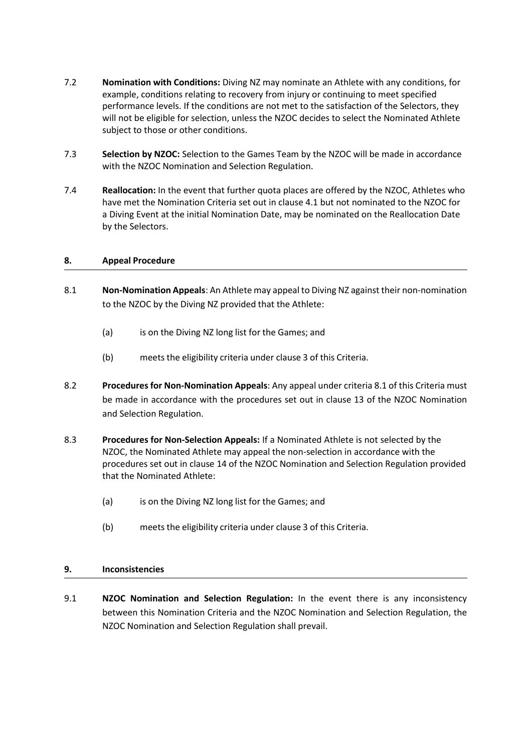7.2 **Nomination with Conditions:** Diving NZ may nominate an Athlete with any conditions, for example, conditions relating to recovery from injury or continuing to meet specified performance levels. If the conditions are not met to the satisfaction of the Selectors, they will not be eligible for selection, unless the NZOC decides to select the Nominated Athlete subject to those or other conditions.

7.3 **Selection by NZOC:** Selection to the Games Team by the NZOC will be made in accordance with the NZOC Nomination and Selection Regulation.

7.4 **Reallocation:** In the event that further quota places are offered by the NZOC, Athletes who have met the Nomination Criteria set out in clause 4.1 but not nominated to the NZOC for a Diving Event at the initial Nomination Date, may be nominated on the Reallocation Date by the Selectors.

## 8. Appeal Procedure

8.1 **Non-Nomination Appeals**: An Athlete may appeal to Diving NZ against their non-nomination to the NZOC by the Diving NZ provided that the Athlete:

- (a) is on the Diving NZ long list for the Games; and
- (b) meets the eligibility criteria under clause 3 of this Criteria.

8.2 **Procedures for Non-Nomination Appeals**: Any appeal under criteria 8.1 of this Criteria must be made in accordance with the procedures set out in clause 13 of the NZOC Nomination and Selection Regulation.

8.3 **Procedures for Non-Selection Appeals:** If a Nominated Athlete is not selected by the NZOC, the Nominated Athlete may appeal the non-selection in accordance with the procedures set out in clause 14 of the NZOC Nomination and Selection Regulation provided that the Nominated Athlete:

- (a) is on the Diving NZ long list for the Games; and
- (b) meets the eligibility criteria under clause 3 of this Criteria.

## 9. Inconsistencies

9.1 **NZOC Nomination and Selection Regulation:** In the event there is any inconsistency between this Nomination Criteria and the NZOC Nomination and Selection Regulation, the NZOC Nomination and Selection Regulation shall prevail.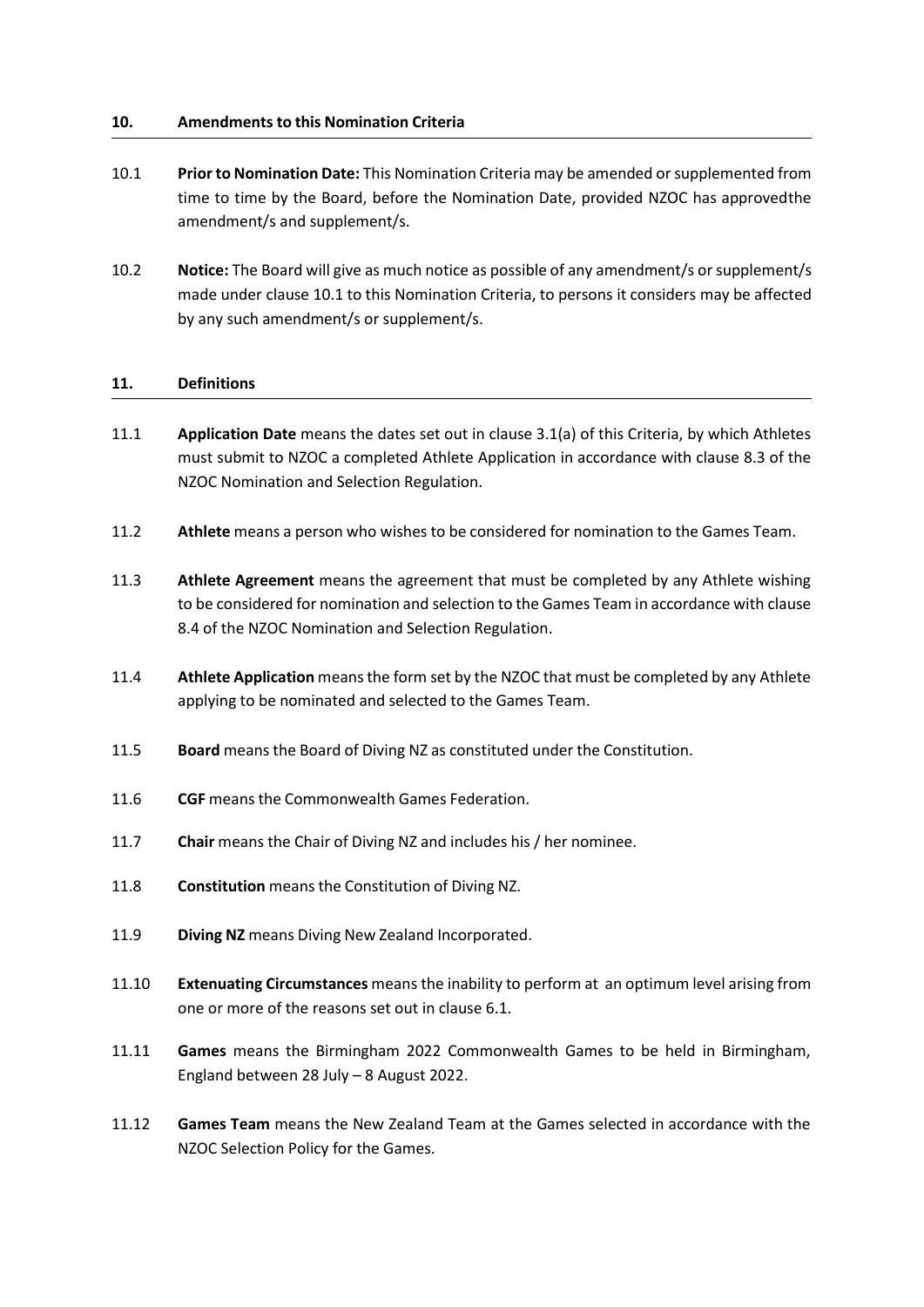## 10. Amendments to this Nomination Criteria

10.1 **Prior to Nomination Date:** This Nomination Criteria may be amended or supplemented from time to time by the Board, before the Nomination Date, provided NZOC has approvedthe amendment/s and supplement/s.

10.2 **Notice:** The Board will give as much notice as possible of any amendment/s or supplement/s made under clause 10.1 to this Nomination Criteria, to persons it considers may be affected by any such amendment/s or supplement/s.

## 11. Definitions

11.1 **Application Date** means the dates set out in clause 3.1(a) of this Criteria, by which Athletes must submit to NZOC a completed Athlete Application in accordance with clause 8.3 of the NZOC Nomination and Selection Regulation.

11.2 **Athlete** means a person who wishes to be considered for nomination to the Games Team.

11.3 **Athlete Agreement** means the agreement that must be completed by any Athlete wishing to be considered for nomination and selection to the Games Team in accordance with clause 8.4 of the NZOC Nomination and Selection Regulation.

11.4 **Athlete Application** means the form set by the NZOC that must be completed by any Athlete applying to be nominated and selected to the Games Team.

11.5 **Board** means the Board of Diving NZ as constituted under the Constitution.

11.6 **CGF** means the Commonwealth Games Federation.

11.7 **Chair** means the Chair of Diving NZ and includes his / her nominee.

11.8 **Constitution** means the Constitution of Diving NZ.

11.9 **Diving NZ** means Diving New Zealand Incorporated.

11.10 **Extenuating Circumstances** means the inability to perform at an optimum level arising from one or more of the reasons set out in clause 6.1.

11.11 **Games** means the Birmingham 2022 Commonwealth Games to be held in Birmingham, England between 28 July – 8 August 2022.

11.12 **Games Team** means the New Zealand Team at the Games selected in accordance with the NZOC Selection Policy for the Games.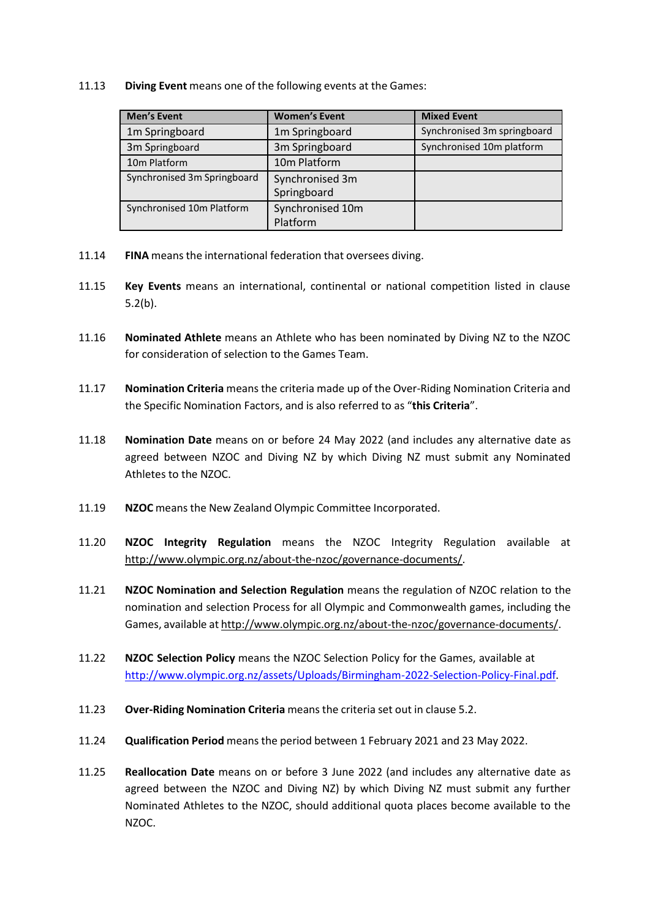11.13 **Diving Event** means one of the following events at the Games:

| Men's Event | Women's Event | Mixed Event |
|---|---|---|
| 1m Springboard | 1m Springboard | Synchronised 3m springboard |
| 3m Springboard | 3m Springboard | Synchronised 10m platform |
| 10m Platform | 10m Platform | |
| Synchronised 3m Springboard | Synchronised 3m Springboard | |
| Synchronised 10m Platform | Synchronised 10m Platform | |

11.14 **FINA** means the international federation that oversees diving.

11.15 **Key Events** means an international, continental or national competition listed in clause 5.2(b).

11.16 **Nominated Athlete** means an Athlete who has been nominated by Diving NZ to the NZOC for consideration of selection to the Games Team.

11.17 **Nomination Criteria** means the criteria made up of the Over-Riding Nomination Criteria and the Specific Nomination Factors, and is also referred to as "**this Criteria**".

11.18 **Nomination Date** means on or before 24 May 2022 (and includes any alternative date as agreed between NZOC and Diving NZ by which Diving NZ must submit any Nominated Athletes to the NZOC.

11.19 **NZOC** means the New Zealand Olympic Committee Incorporated.

11.20 **NZOC Integrity Regulation** means the NZOC Integrity Regulation available at http://www.olympic.org.nz/about-the-nzoc/governance-documents/.

11.21 **NZOC Nomination and Selection Regulation** means the regulation of NZOC relation to the nomination and selection Process for all Olympic and Commonwealth games, including the Games, available at http://www.olympic.org.nz/about-the-nzoc/governance-documents/.

11.22 **NZOC Selection Policy** means the NZOC Selection Policy for the Games, available at http://www.olympic.org.nz/assets/Uploads/Birmingham-2022-Selection-Policy-Final.pdf.

11.23 **Over-Riding Nomination Criteria** means the criteria set out in clause 5.2.

11.24 **Qualification Period** means the period between 1 February 2021 and 23 May 2022.

11.25 **Reallocation Date** means on or before 3 June 2022 (and includes any alternative date as agreed between the NZOC and Diving NZ) by which Diving NZ must submit any further Nominated Athletes to the NZOC, should additional quota places become available to the NZOC.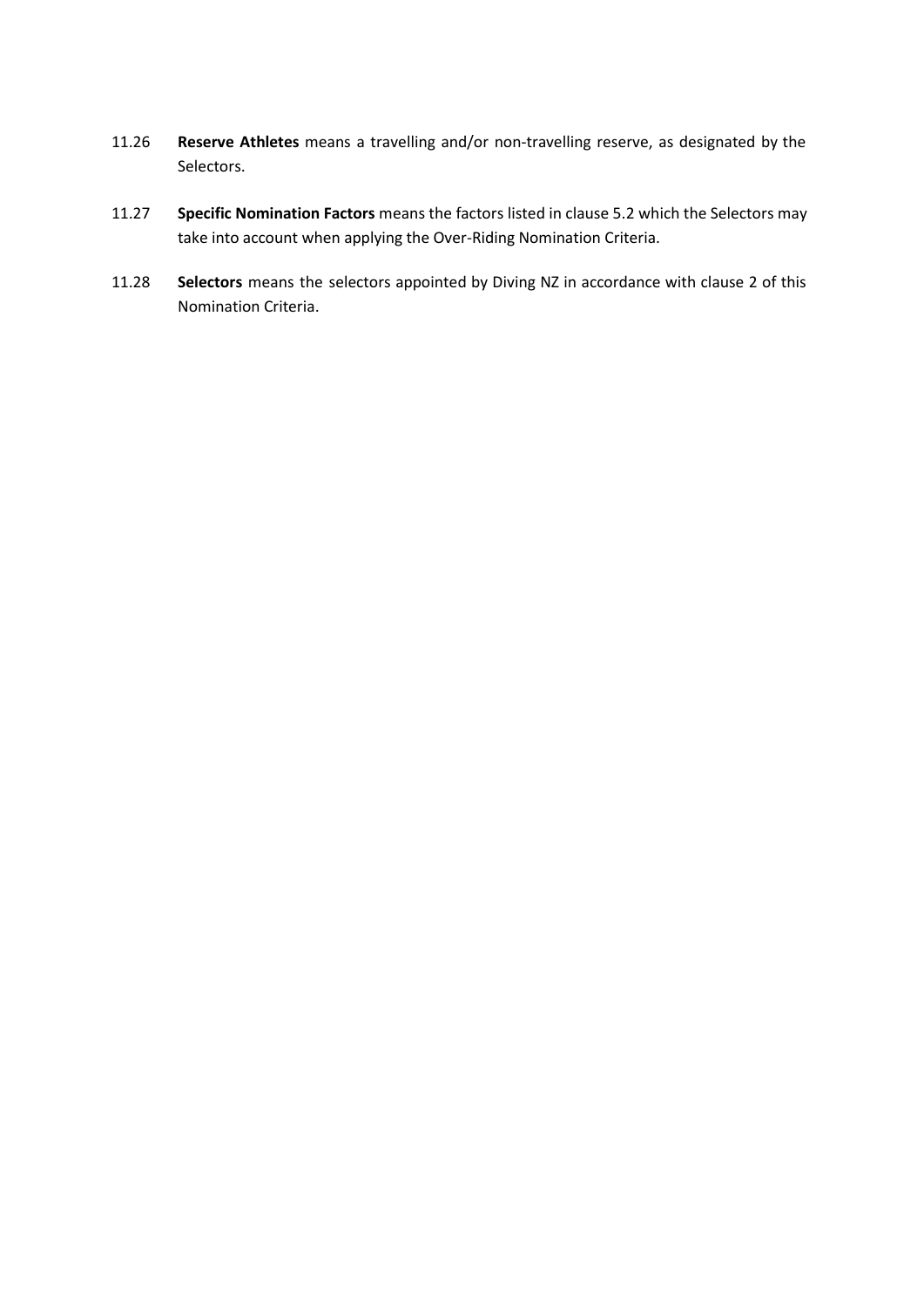11.26 **Reserve Athletes** means a travelling and/or non-travelling reserve, as designated by the Selectors.

11.27 **Specific Nomination Factors** means the factors listed in clause 5.2 which the Selectors may take into account when applying the Over-Riding Nomination Criteria.

11.28 **Selectors** means the selectors appointed by Diving NZ in accordance with clause 2 of this Nomination Criteria.